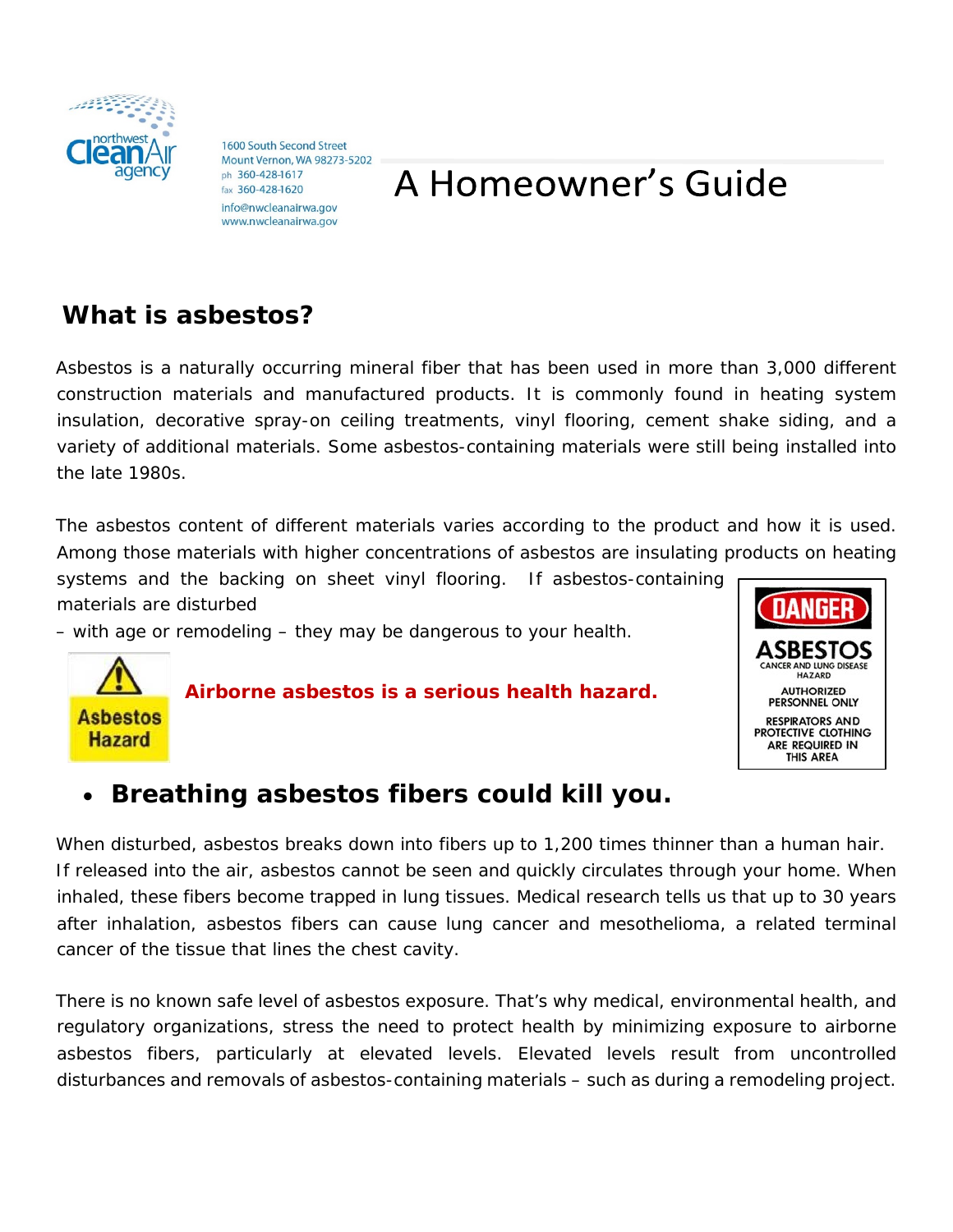1600 South Second Street
Mount Vernon, WA 98273-5202
ph 360-428-1617
fax 360-428-1620
info@nwcleanairwa.gov
www.nwcleanairwa.gov

# A Homeowner's Guide

## What is asbestos?

Asbestos is a naturally occurring mineral fiber that has been used in more than 3,000 different construction materials and manufactured products. It is commonly found in heating system insulation, decorative spray-on ceiling treatments, vinyl flooring, cement shake siding, and a variety of additional materials. Some asbestos-containing materials were still being installed into the late 1980s.

The asbestos content of different materials varies according to the product and how it is used. Among those materials with higher concentrations of asbestos are insulating products on heating systems and the backing on sheet vinyl flooring. If asbestos-containing materials are disturbed – with age or remodeling – they may be dangerous to your health.

**Airborne asbestos is a serious health hazard.**

- **Breathing asbestos fibers could kill you.**

When disturbed, asbestos breaks down into fibers up to 1,200 times thinner than a human hair. If released into the air, asbestos cannot be seen and quickly circulates through your home. When inhaled, these fibers become trapped in lung tissues. Medical research tells us that up to 30 years after inhalation, asbestos fibers can cause lung cancer and mesothelioma, a related terminal cancer of the tissue that lines the chest cavity.

There is no known safe level of asbestos exposure. That's why medical, environmental health, and regulatory organizations, stress the need to protect health by minimizing exposure to airborne asbestos fibers, particularly at elevated levels. Elevated levels result from uncontrolled disturbances and removals of asbestos-containing materials – such as during a remodeling project.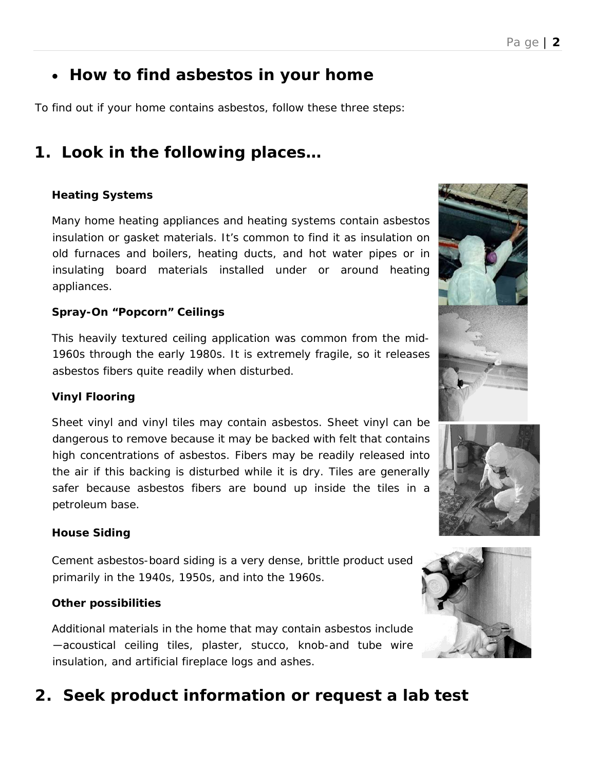- **How to find asbestos in your home**

To find out if your home contains asbestos, follow these three steps:

## 1. Look in the following places…

**Heating Systems**

Many home heating appliances and heating systems contain asbestos insulation or gasket materials. It's common to find it as insulation on old furnaces and boilers, heating ducts, and hot water pipes or in insulating board materials installed under or around heating appliances.

**Spray-On "Popcorn" Ceilings**

This heavily textured ceiling application was common from the mid-1960s through the early 1980s. It is extremely fragile, so it releases asbestos fibers quite readily when disturbed.

**Vinyl Flooring**

Sheet vinyl and vinyl tiles may contain asbestos. Sheet vinyl can be dangerous to remove because it may be backed with felt that contains high concentrations of asbestos. Fibers may be readily released into the air if this backing is disturbed while it is dry. Tiles are generally safer because asbestos fibers are bound up inside the tiles in a petroleum base.

**House Siding**

Cement asbestos-board siding is a very dense, brittle product used primarily in the 1940s, 1950s, and into the 1960s.

**Other possibilities**

Additional materials in the home that may contain asbestos include —acoustical ceiling tiles, plaster, stucco, knob-and tube wire insulation, and artificial fireplace logs and ashes.

## 2. Seek product information or request a lab test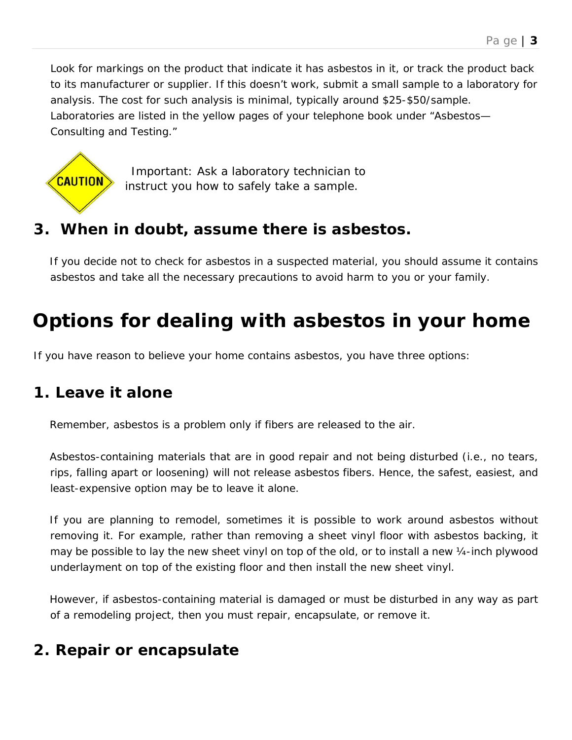Look for markings on the product that indicate it has asbestos in it, or track the product back to its manufacturer or supplier. If this doesn't work, submit a small sample to a laboratory for analysis. The cost for such analysis is minimal, typically around $25-$50/sample. Laboratories are listed in the yellow pages of your telephone book under "Asbestos—Consulting and Testing."

CAUTION

Important: Ask a laboratory technician to instruct you how to safely take a sample.

### 3. When in doubt, assume there is asbestos.

If you decide not to check for asbestos in a suspected material, you should assume it contains asbestos and take all the necessary precautions to avoid harm to you or your family.

## Options for dealing with asbestos in your home

If you have reason to believe your home contains asbestos, you have three options:

### 1. Leave it alone

Remember, asbestos is a problem only if fibers are released to the air.

Asbestos-containing materials that are in good repair and not being disturbed (i.e., no tears, rips, falling apart or loosening) will not release asbestos fibers. Hence, the safest, easiest, and least-expensive option may be to leave it alone.

If you are planning to remodel, sometimes it is possible to work around asbestos without removing it. For example, rather than removing a sheet vinyl floor with asbestos backing, it may be possible to lay the new sheet vinyl on top of the old, or to install a new ¼-inch plywood underlayment on top of the existing floor and then install the new sheet vinyl.

However, if asbestos-containing material is damaged or must be disturbed in any way as part of a remodeling project, then you must repair, encapsulate, or remove it.

### 2. Repair or encapsulate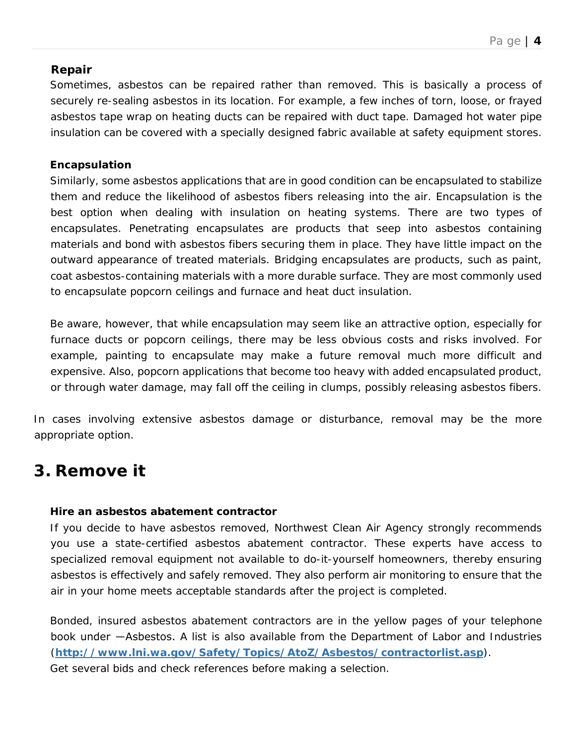### Repair

Sometimes, asbestos can be repaired rather than removed. This is basically a process of securely re-sealing asbestos in its location. For example, a few inches of torn, loose, or frayed asbestos tape wrap on heating ducts can be repaired with duct tape. Damaged hot water pipe insulation can be covered with a specially designed fabric available at safety equipment stores.

### Encapsulation

Similarly, some asbestos applications that are in good condition can be encapsulated to stabilize them and reduce the likelihood of asbestos fibers releasing into the air. Encapsulation is the best option when dealing with insulation on heating systems. There are two types of encapsulates. Penetrating encapsulates are products that seep into asbestos containing materials and bond with asbestos fibers securing them in place. They have little impact on the outward appearance of treated materials. Bridging encapsulates are products, such as paint, coat asbestos-containing materials with a more durable surface. They are most commonly used to encapsulate popcorn ceilings and furnace and heat duct insulation.

Be aware, however, that while encapsulation may seem like an attractive option, especially for furnace ducts or popcorn ceilings, there may be less obvious costs and risks involved. For example, painting to encapsulate may make a future removal much more difficult and expensive. Also, popcorn applications that become too heavy with added encapsulated product, or through water damage, may fall off the ceiling in clumps, possibly releasing asbestos fibers.

In cases involving extensive asbestos damage or disturbance, removal may be the more appropriate option.

## 3. Remove it

### Hire an asbestos abatement contractor

If you decide to have asbestos removed, Northwest Clean Air Agency strongly recommends you use a state-certified asbestos abatement contractor. These experts have access to specialized removal equipment not available to do-it-yourself homeowners, thereby ensuring asbestos is effectively and safely removed. They also perform air monitoring to ensure that the air in your home meets acceptable standards after the project is completed.

Bonded, insured asbestos abatement contractors are in the yellow pages of your telephone book under —Asbestos. A list is also available from the Department of Labor and Industries (**http://www.lni.wa.gov/Safety/Topics/AtoZ/Asbestos/contractorlist.asp**). Get several bids and check references before making a selection.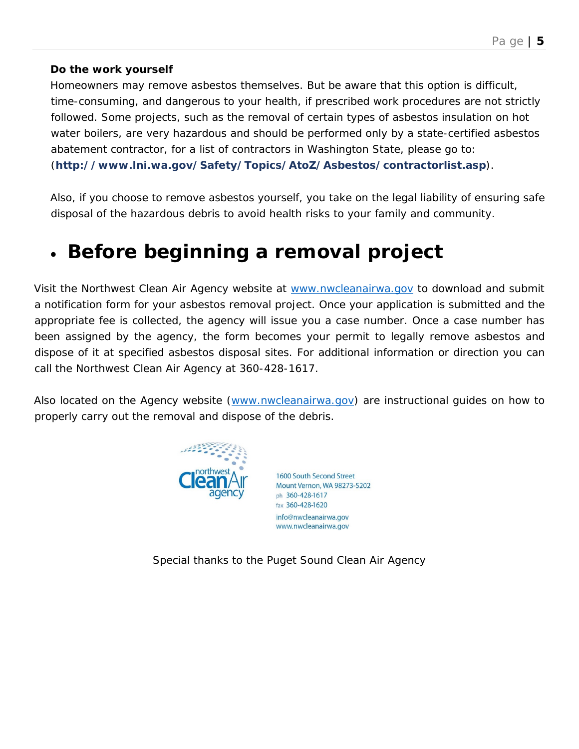**Do the work yourself**

Homeowners may remove asbestos themselves. But be aware that this option is difficult, time-consuming, and dangerous to your health, if prescribed work procedures are not strictly followed. Some projects, such as the removal of certain types of asbestos insulation on hot water boilers, are very hazardous and should be performed only by a state-certified asbestos abatement contractor, for a list of contractors in Washington State, please go to: (**http://www.lni.wa.gov/Safety/Topics/AtoZ/Asbestos/contractorlist.asp**).

Also, if you choose to remove asbestos yourself, you take on the legal liability of ensuring safe disposal of the hazardous debris to avoid health risks to your family and community.

# • Before beginning a removal project

Visit the Northwest Clean Air Agency website at www.nwcleanairwa.gov to download and submit a notification form for your asbestos removal project. Once your application is submitted and the appropriate fee is collected, the agency will issue you a case number. Once a case number has been assigned by the agency, the form becomes your permit to legally remove asbestos and dispose of it at specified asbestos disposal sites. For additional information or direction you can call the Northwest Clean Air Agency at 360-428-1617.

Also located on the Agency website (www.nwcleanairwa.gov) are instructional guides on how to properly carry out the removal and dispose of the debris.

northwest Clean Air agency

1600 South Second Street
Mount Vernon, WA 98273-5202
ph 360-428-1617
fax 360-428-1620
info@nwcleanairwa.gov
www.nwcleanairwa.gov

Special thanks to the Puget Sound Clean Air Agency